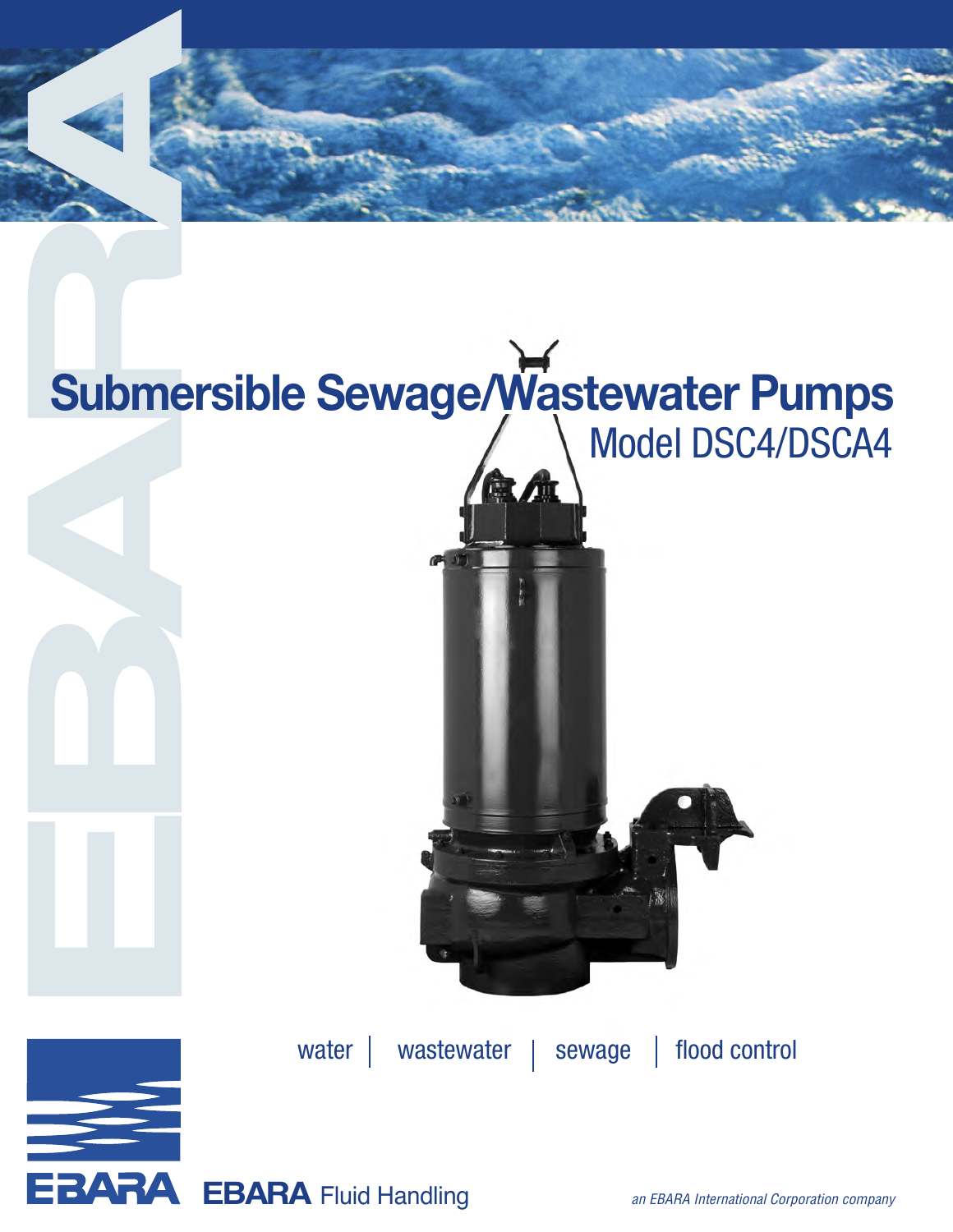# Submersible Sewage/Wastewater Pumps

## Model DSC4/DSCA4

water | wastewater | sewage | flood control

**EBARA** Fluid Handling

*an EBARA International Corporation company*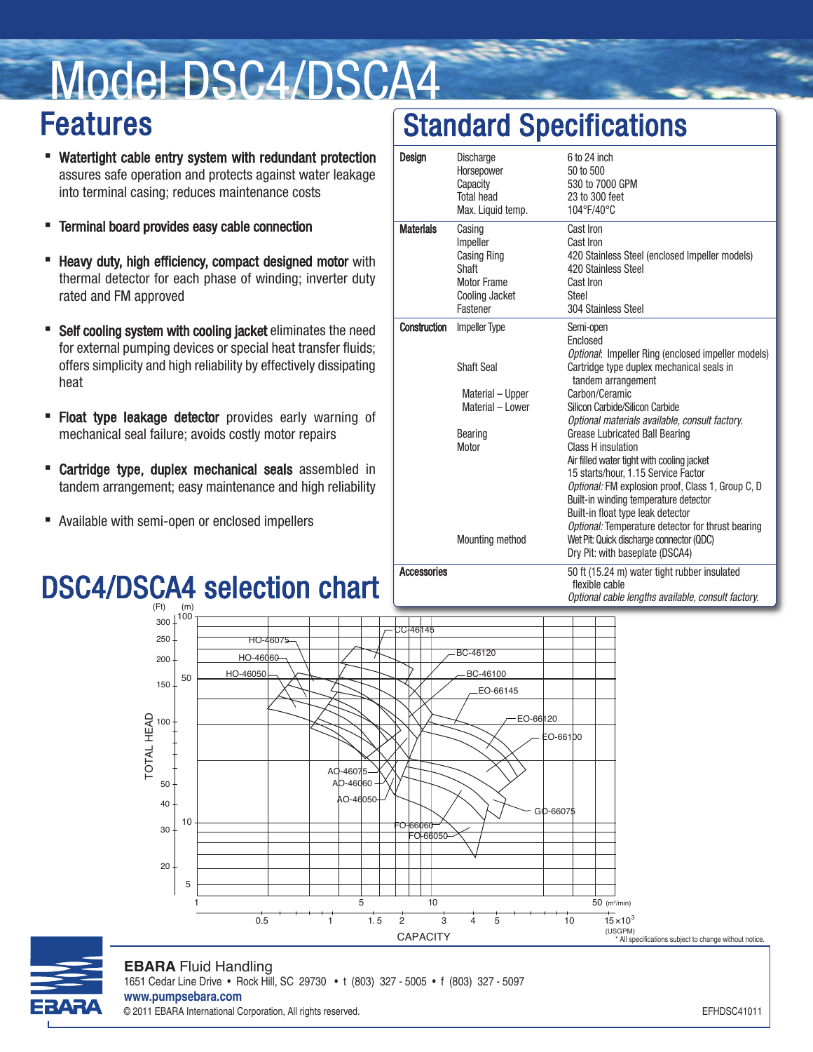# Model DSC4/DSCA4

## Features

- **Watertight cable entry system with redundant protection** assures safe operation and protects against water leakage into terminal casing; reduces maintenance costs
- **Terminal board provides easy cable connection**
- **Heavy duty, high efficiency, compact designed motor** with thermal detector for each phase of winding; inverter duty rated and FM approved
- **Self cooling system with cooling jacket** eliminates the need for external pumping devices or special heat transfer fluids; offers simplicity and high reliability by effectively dissipating heat
- **Float type leakage detector** provides early warning of mechanical seal failure; avoids costly motor repairs
- **Cartridge type, duplex mechanical seals** assembled in tandem arrangement; easy maintenance and high reliability
- Available with semi-open or enclosed impellers

## Standard Specifications

| | | |
|---|---|---|
| **Design** | Discharge | 6 to 24 inch |
| | Horsepower | 50 to 500 |
| | Capacity | 530 to 7000 GPM |
| | Total head | 23 to 300 feet |
| | Max. Liquid temp. | 104°F/40°C |
| **Materials** | Casing | Cast Iron |
| | Impeller | Cast Iron |
| | Casing Ring | 420 Stainless Steel (enclosed Impeller models) |
| | Shaft | 420 Stainless Steel |
| | Motor Frame | Cast Iron |
| | Cooling Jacket | Steel |
| | Fastener | 304 Stainless Steel |
| **Construction** | Impeller Type | Semi-open<br>Enclosed<br>*Optional*: Impeller Ring (enclosed impeller models) |
| | Shaft Seal | Cartridge type duplex mechanical seals in tandem arrangement |
| | Material – Upper | Carbon/Ceramic |
| | Material – Lower | Silicon Carbide/Silicon Carbide<br>*Optional materials available, consult factory.* |
| | Bearing | Grease Lubricated Ball Bearing |
| | Motor | Class H insulation<br>Air filled water tight with cooling jacket<br>15 starts/hour, 1.15 Service Factor<br>*Optional:* FM explosion proof, Class 1, Group C, D<br>Built-in winding temperature detector<br>Built-in float type leak detector<br>*Optional:* Temperature detector for thrust bearing |
| | Mounting method | Wet Pit: Quick discharge connector (QDC)<br>Dry Pit: with baseplate (DSCA4) |
| **Accessories** | | 50 ft (15.24 m) water tight rubber insulated flexible cable<br>*Optional cable lengths available, consult factory.* |

## DSC4/DSCA4 selection chart

(Ft) (m)
TOTAL HEAD
CAPACITY
50 (m³/min)
15×10³ (USGPM)

HO-46075, HO-46060, HO-46050, CC-46145, BC-46120, BC-46100, EO-66145, EO-66120, EO-66100, AO-46075, AO-46060, AO-46050, GO-66075, FO-66060, FO-66050

\* All specifications subject to change without notice.

**EBARA** Fluid Handling
1651 Cedar Line Drive • Rock Hill, SC 29730 • t (803) 327 - 5005 • f (803) 327 - 5097
**www.pumpsebara.com**
© 2011 EBARA International Corporation, All rights reserved.

EFHDSC41011